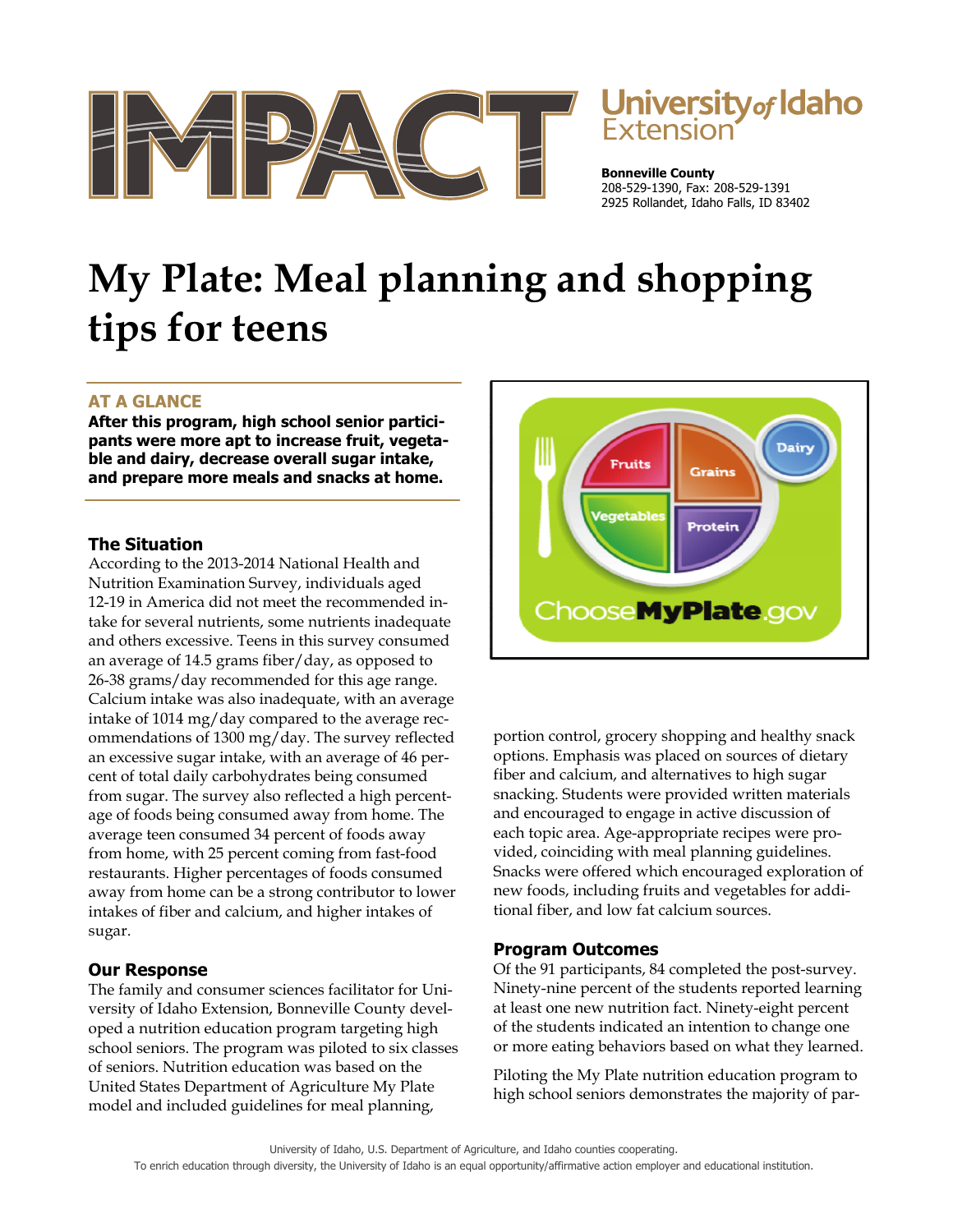IMPACT

University of Idaho Extension

**Bonneville County**
208-529-1390, Fax: 208-529-1391
2925 Rollandet, Idaho Falls, ID 83402

# My Plate: Meal planning and shopping tips for teens

## AT A GLANCE

**After this program, high school senior participants were more apt to increase fruit, vegetable and dairy, decrease overall sugar intake, and prepare more meals and snacks at home.**

Fruits
Grains
Dairy
Vegetables
Protein
ChooseMyPlate.gov

### The Situation

According to the 2013-2014 National Health and Nutrition Examination Survey, individuals aged 12-19 in America did not meet the recommended intake for several nutrients, some nutrients inadequate and others excessive. Teens in this survey consumed an average of 14.5 grams fiber/day, as opposed to 26-38 grams/day recommended for this age range. Calcium intake was also inadequate, with an average intake of 1014 mg/day compared to the average recommendations of 1300 mg/day. The survey reflected an excessive sugar intake, with an average of 46 percent of total daily carbohydrates being consumed from sugar. The survey also reflected a high percentage of foods being consumed away from home. The average teen consumed 34 percent of foods away from home, with 25 percent coming from fast-food restaurants. Higher percentages of foods consumed away from home can be a strong contributor to lower intakes of fiber and calcium, and higher intakes of sugar.

### Our Response

The family and consumer sciences facilitator for University of Idaho Extension, Bonneville County developed a nutrition education program targeting high school seniors. The program was piloted to six classes of seniors. Nutrition education was based on the United States Department of Agriculture My Plate model and included guidelines for meal planning, portion control, grocery shopping and healthy snack options. Emphasis was placed on sources of dietary fiber and calcium, and alternatives to high sugar snacking. Students were provided written materials and encouraged to engage in active discussion of each topic area. Age-appropriate recipes were provided, coinciding with meal planning guidelines. Snacks were offered which encouraged exploration of new foods, including fruits and vegetables for additional fiber, and low fat calcium sources.

### Program Outcomes

Of the 91 participants, 84 completed the post-survey. Ninety-nine percent of the students reported learning at least one new nutrition fact. Ninety-eight percent of the students indicated an intention to change one or more eating behaviors based on what they learned.

Piloting the My Plate nutrition education program to high school seniors demonstrates the majority of par-

University of Idaho, U.S. Department of Agriculture, and Idaho counties cooperating.
To enrich education through diversity, the University of Idaho is an equal opportunity/affirmative action employer and educational institution.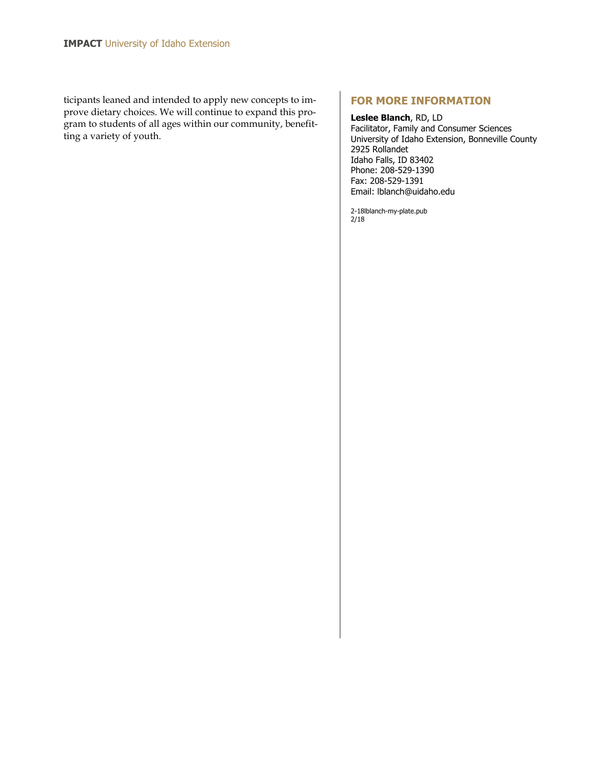ticipants leaned and intended to apply new concepts to improve dietary choices. We will continue to expand this program to students of all ages within our community, benefitting a variety of youth.

## FOR MORE INFORMATION

**Leslee Blanch**, RD, LD
Facilitator, Family and Consumer Sciences
University of Idaho Extension, Bonneville County
2925 Rollandet
Idaho Falls, ID 83402
Phone: 208-529-1390
Fax: 208-529-1391
Email: lblanch@uidaho.edu

2-18lblanch-my-plate.pub
2/18